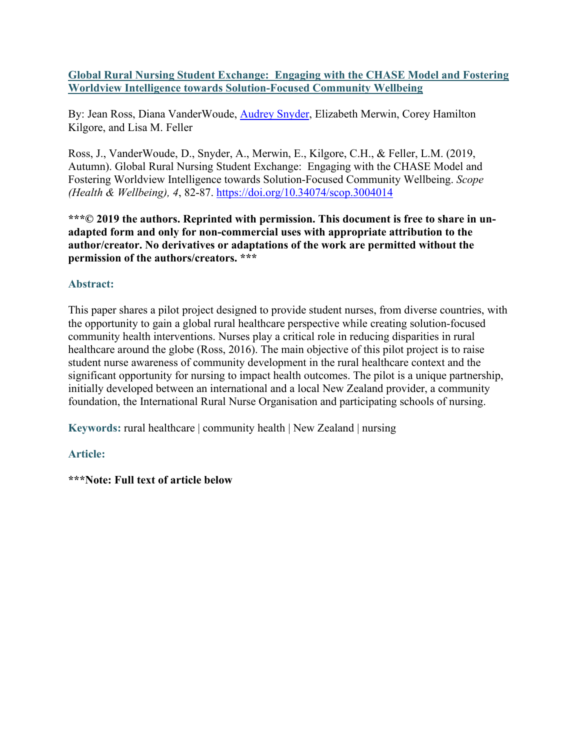**[Global Rural Nursing Student Exchange: Engaging with the CHASE Model and Fostering Worldview Intelligence towards Solution-Focused Community Wellbeing](https://doi.org/10.34074/scop.3004014)**

By: Jean Ross, Diana VanderWoude, [Audrey Snyder](#), Elizabeth Merwin, Corey Hamilton Kilgore, and Lisa M. Feller

Ross, J., VanderWoude, D., Snyder, A., Merwin, E., Kilgore, C.H., & Feller, L.M. (2019, Autumn). Global Rural Nursing Student Exchange: Engaging with the CHASE Model and Fostering Worldview Intelligence towards Solution-Focused Community Wellbeing. *Scope (Health & Wellbeing), 4*, 82-87. https://doi.org/10.34074/scop.3004014

**\*\*\*© 2019 the authors. Reprinted with permission. This document is free to share in un-adapted form and only for non-commercial uses with appropriate attribution to the author/creator. No derivatives or adaptations of the work are permitted without the permission of the authors/creators. \*\*\***

## Abstract:

This paper shares a pilot project designed to provide student nurses, from diverse countries, with the opportunity to gain a global rural healthcare perspective while creating solution-focused community health interventions. Nurses play a critical role in reducing disparities in rural healthcare around the globe (Ross, 2016). The main objective of this pilot project is to raise student nurse awareness of community development in the rural healthcare context and the significant opportunity for nursing to impact health outcomes. The pilot is a unique partnership, initially developed between an international and a local New Zealand provider, a community foundation, the International Rural Nurse Organisation and participating schools of nursing.

**Keywords:** rural healthcare | community health | New Zealand | nursing

## Article:

**\*\*\*Note: Full text of article below**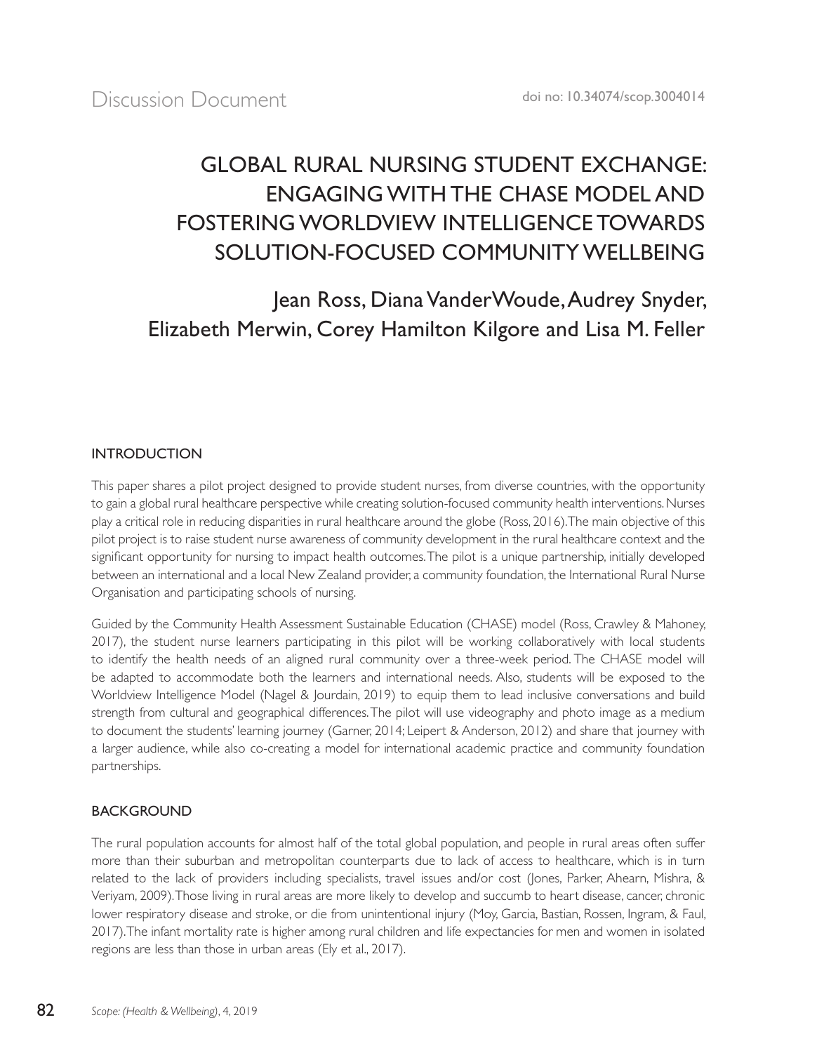Discussion Document

doi no: 10.34074/scop.3004014

# GLOBAL RURAL NURSING STUDENT EXCHANGE: ENGAGING WITH THE CHASE MODEL AND FOSTERING WORLDVIEW INTELLIGENCE TOWARDS SOLUTION-FOCUSED COMMUNITY WELLBEING

Jean Ross, Diana VanderWoude, Audrey Snyder, Elizabeth Merwin, Corey Hamilton Kilgore and Lisa M. Feller

## INTRODUCTION

This paper shares a pilot project designed to provide student nurses, from diverse countries, with the opportunity to gain a global rural healthcare perspective while creating solution-focused community health interventions. Nurses play a critical role in reducing disparities in rural healthcare around the globe (Ross, 2016). The main objective of this pilot project is to raise student nurse awareness of community development in the rural healthcare context and the significant opportunity for nursing to impact health outcomes. The pilot is a unique partnership, initially developed between an international and a local New Zealand provider, a community foundation, the International Rural Nurse Organisation and participating schools of nursing.

Guided by the Community Health Assessment Sustainable Education (CHASE) model (Ross, Crawley & Mahoney, 2017), the student nurse learners participating in this pilot will be working collaboratively with local students to identify the health needs of an aligned rural community over a three-week period. The CHASE model will be adapted to accommodate both the learners and international needs. Also, students will be exposed to the Worldview Intelligence Model (Nagel & Jourdain, 2019) to equip them to lead inclusive conversations and build strength from cultural and geographical differences. The pilot will use videography and photo image as a medium to document the students' learning journey (Garner, 2014; Leipert & Anderson, 2012) and share that journey with a larger audience, while also co-creating a model for international academic practice and community foundation partnerships.

## BACKGROUND

The rural population accounts for almost half of the total global population, and people in rural areas often suffer more than their suburban and metropolitan counterparts due to lack of access to healthcare, which is in turn related to the lack of providers including specialists, travel issues and/or cost (Jones, Parker, Ahearn, Mishra, & Veriyam, 2009). Those living in rural areas are more likely to develop and succumb to heart disease, cancer, chronic lower respiratory disease and stroke, or die from unintentional injury (Moy, Garcia, Bastian, Rossen, Ingram, & Faul, 2017). The infant mortality rate is higher among rural children and life expectancies for men and women in isolated regions are less than those in urban areas (Ely et al., 2017).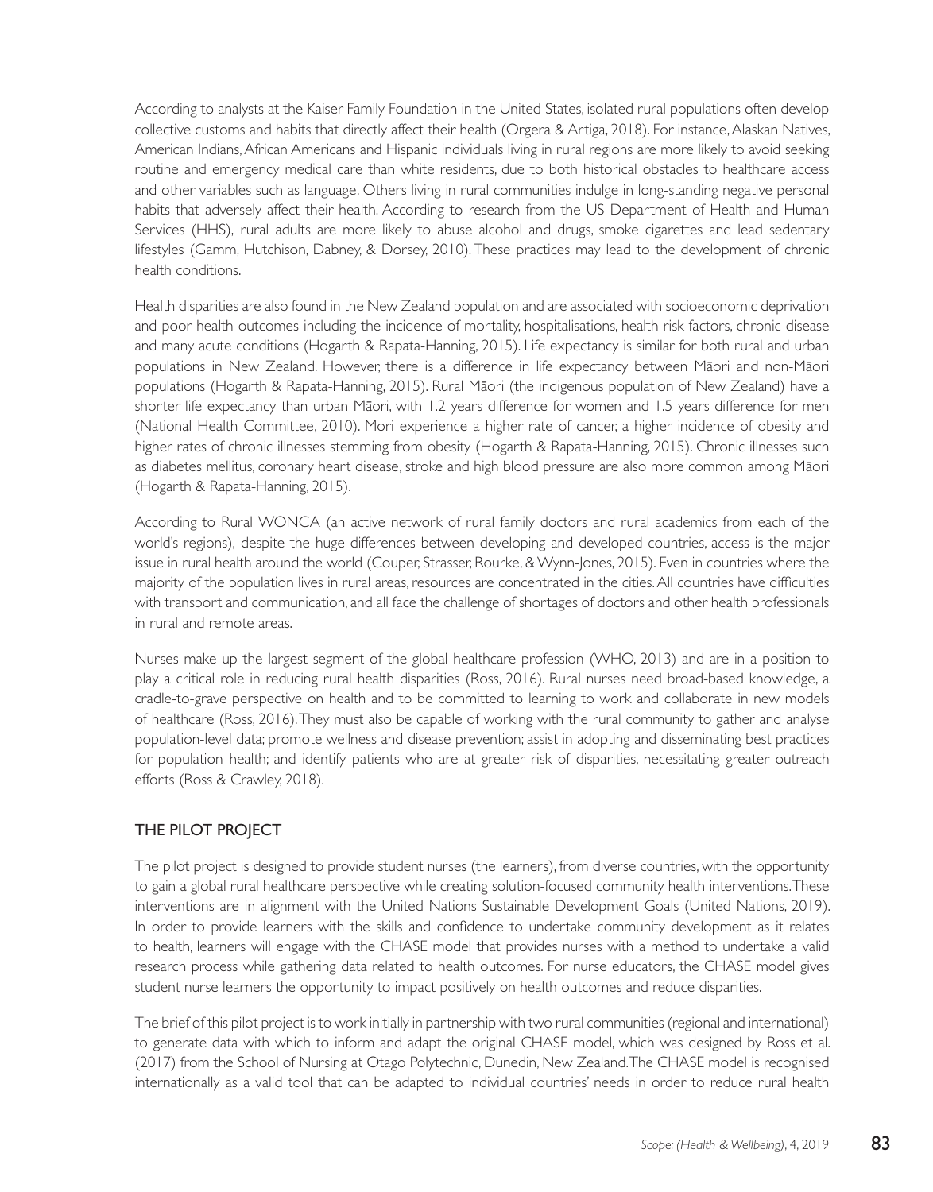According to analysts at the Kaiser Family Foundation in the United States, isolated rural populations often develop collective customs and habits that directly affect their health (Orgera & Artiga, 2018). For instance, Alaskan Natives, American Indians, African Americans and Hispanic individuals living in rural regions are more likely to avoid seeking routine and emergency medical care than white residents, due to both historical obstacles to healthcare access and other variables such as language. Others living in rural communities indulge in long-standing negative personal habits that adversely affect their health. According to research from the US Department of Health and Human Services (HHS), rural adults are more likely to abuse alcohol and drugs, smoke cigarettes and lead sedentary lifestyles (Gamm, Hutchison, Dabney, & Dorsey, 2010). These practices may lead to the development of chronic health conditions.

Health disparities are also found in the New Zealand population and are associated with socioeconomic deprivation and poor health outcomes including the incidence of mortality, hospitalisations, health risk factors, chronic disease and many acute conditions (Hogarth & Rapata-Hanning, 2015). Life expectancy is similar for both rural and urban populations in New Zealand. However, there is a difference in life expectancy between Māori and non-Māori populations (Hogarth & Rapata-Hanning, 2015). Rural Māori (the indigenous population of New Zealand) have a shorter life expectancy than urban Māori, with 1.2 years difference for women and 1.5 years difference for men (National Health Committee, 2010). Mori experience a higher rate of cancer, a higher incidence of obesity and higher rates of chronic illnesses stemming from obesity (Hogarth & Rapata-Hanning, 2015). Chronic illnesses such as diabetes mellitus, coronary heart disease, stroke and high blood pressure are also more common among Māori (Hogarth & Rapata-Hanning, 2015).

According to Rural WONCA (an active network of rural family doctors and rural academics from each of the world's regions), despite the huge differences between developing and developed countries, access is the major issue in rural health around the world (Couper, Strasser, Rourke, & Wynn-Jones, 2015). Even in countries where the majority of the population lives in rural areas, resources are concentrated in the cities. All countries have difficulties with transport and communication, and all face the challenge of shortages of doctors and other health professionals in rural and remote areas.

Nurses make up the largest segment of the global healthcare profession (WHO, 2013) and are in a position to play a critical role in reducing rural health disparities (Ross, 2016). Rural nurses need broad-based knowledge, a cradle-to-grave perspective on health and to be committed to learning to work and collaborate in new models of healthcare (Ross, 2016). They must also be capable of working with the rural community to gather and analyse population-level data; promote wellness and disease prevention; assist in adopting and disseminating best practices for population health; and identify patients who are at greater risk of disparities, necessitating greater outreach efforts (Ross & Crawley, 2018).

## THE PILOT PROJECT

The pilot project is designed to provide student nurses (the learners), from diverse countries, with the opportunity to gain a global rural healthcare perspective while creating solution-focused community health interventions. These interventions are in alignment with the United Nations Sustainable Development Goals (United Nations, 2019). In order to provide learners with the skills and confidence to undertake community development as it relates to health, learners will engage with the CHASE model that provides nurses with a method to undertake a valid research process while gathering data related to health outcomes. For nurse educators, the CHASE model gives student nurse learners the opportunity to impact positively on health outcomes and reduce disparities.

The brief of this pilot project is to work initially in partnership with two rural communities (regional and international) to generate data with which to inform and adapt the original CHASE model, which was designed by Ross et al. (2017) from the School of Nursing at Otago Polytechnic, Dunedin, New Zealand. The CHASE model is recognised internationally as a valid tool that can be adapted to individual countries' needs in order to reduce rural health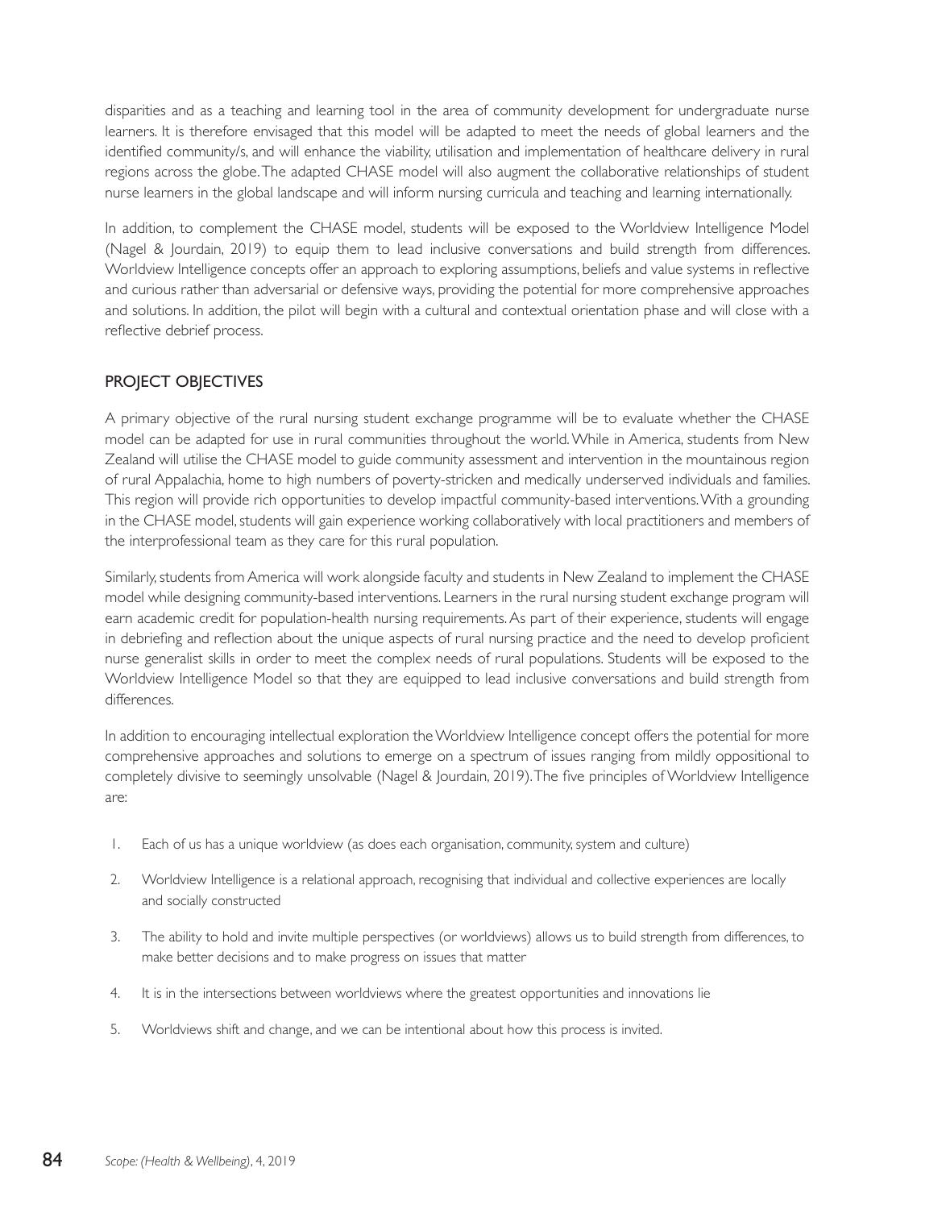disparities and as a teaching and learning tool in the area of community development for undergraduate nurse learners. It is therefore envisaged that this model will be adapted to meet the needs of global learners and the identified community/s, and will enhance the viability, utilisation and implementation of healthcare delivery in rural regions across the globe. The adapted CHASE model will also augment the collaborative relationships of student nurse learners in the global landscape and will inform nursing curricula and teaching and learning internationally.

In addition, to complement the CHASE model, students will be exposed to the Worldview Intelligence Model (Nagel & Jourdain, 2019) to equip them to lead inclusive conversations and build strength from differences. Worldview Intelligence concepts offer an approach to exploring assumptions, beliefs and value systems in reflective and curious rather than adversarial or defensive ways, providing the potential for more comprehensive approaches and solutions. In addition, the pilot will begin with a cultural and contextual orientation phase and will close with a reflective debrief process.

## PROJECT OBJECTIVES

A primary objective of the rural nursing student exchange programme will be to evaluate whether the CHASE model can be adapted for use in rural communities throughout the world. While in America, students from New Zealand will utilise the CHASE model to guide community assessment and intervention in the mountainous region of rural Appalachia, home to high numbers of poverty-stricken and medically underserved individuals and families. This region will provide rich opportunities to develop impactful community-based interventions. With a grounding in the CHASE model, students will gain experience working collaboratively with local practitioners and members of the interprofessional team as they care for this rural population.

Similarly, students from America will work alongside faculty and students in New Zealand to implement the CHASE model while designing community-based interventions. Learners in the rural nursing student exchange program will earn academic credit for population-health nursing requirements. As part of their experience, students will engage in debriefing and reflection about the unique aspects of rural nursing practice and the need to develop proficient nurse generalist skills in order to meet the complex needs of rural populations. Students will be exposed to the Worldview Intelligence Model so that they are equipped to lead inclusive conversations and build strength from differences.

In addition to encouraging intellectual exploration the Worldview Intelligence concept offers the potential for more comprehensive approaches and solutions to emerge on a spectrum of issues ranging from mildly oppositional to completely divisive to seemingly unsolvable (Nagel & Jourdain, 2019). The five principles of Worldview Intelligence are:

1. Each of us has a unique worldview (as does each organisation, community, system and culture)
2. Worldview Intelligence is a relational approach, recognising that individual and collective experiences are locally and socially constructed
3. The ability to hold and invite multiple perspectives (or worldviews) allows us to build strength from differences, to make better decisions and to make progress on issues that matter
4. It is in the intersections between worldviews where the greatest opportunities and innovations lie
5. Worldviews shift and change, and we can be intentional about how this process is invited.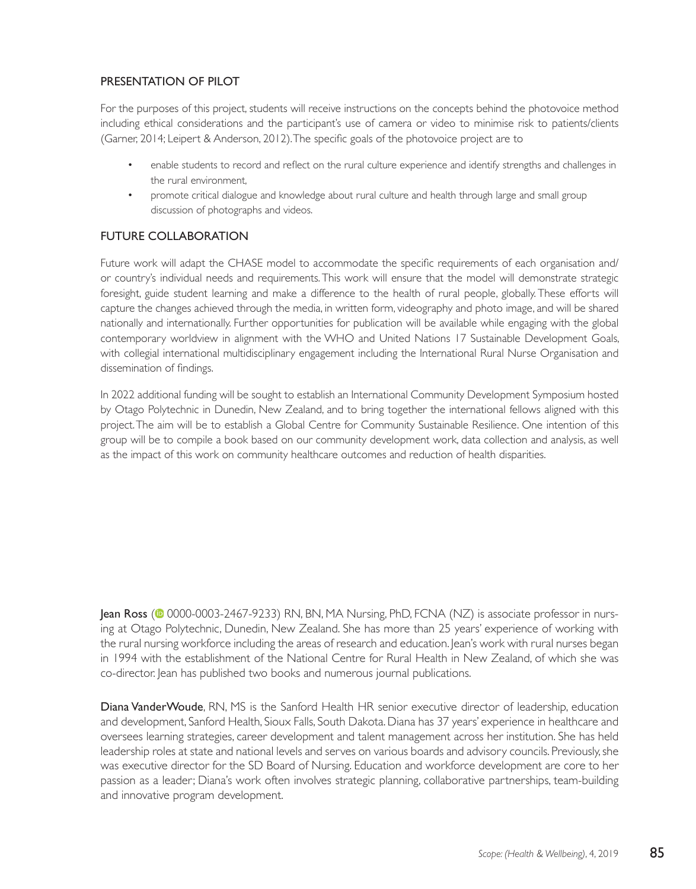## PRESENTATION OF PILOT

For the purposes of this project, students will receive instructions on the concepts behind the photovoice method including ethical considerations and the participant's use of camera or video to minimise risk to patients/clients (Garner, 2014; Leipert & Anderson, 2012). The specific goals of the photovoice project are to

- enable students to record and reflect on the rural culture experience and identify strengths and challenges in the rural environment,
- promote critical dialogue and knowledge about rural culture and health through large and small group discussion of photographs and videos.

## FUTURE COLLABORATION

Future work will adapt the CHASE model to accommodate the specific requirements of each organisation and/or country's individual needs and requirements. This work will ensure that the model will demonstrate strategic foresight, guide student learning and make a difference to the health of rural people, globally. These efforts will capture the changes achieved through the media, in written form, videography and photo image, and will be shared nationally and internationally. Further opportunities for publication will be available while engaging with the global contemporary worldview in alignment with the WHO and United Nations 17 Sustainable Development Goals, with collegial international multidisciplinary engagement including the International Rural Nurse Organisation and dissemination of findings.

In 2022 additional funding will be sought to establish an International Community Development Symposium hosted by Otago Polytechnic in Dunedin, New Zealand, and to bring together the international fellows aligned with this project. The aim will be to establish a Global Centre for Community Sustainable Resilience. One intention of this group will be to compile a book based on our community development work, data collection and analysis, as well as the impact of this work on community healthcare outcomes and reduction of health disparities.

**Jean Ross** (0000-0003-2467-9233) RN, BN, MA Nursing, PhD, FCNA (NZ) is associate professor in nursing at Otago Polytechnic, Dunedin, New Zealand. She has more than 25 years' experience of working with the rural nursing workforce including the areas of research and education. Jean's work with rural nurses began in 1994 with the establishment of the National Centre for Rural Health in New Zealand, of which she was co-director. Jean has published two books and numerous journal publications.

**Diana VanderWoude**, RN, MS is the Sanford Health HR senior executive director of leadership, education and development, Sanford Health, Sioux Falls, South Dakota. Diana has 37 years' experience in healthcare and oversees learning strategies, career development and talent management across her institution. She has held leadership roles at state and national levels and serves on various boards and advisory councils. Previously, she was executive director for the SD Board of Nursing. Education and workforce development are core to her passion as a leader; Diana's work often involves strategic planning, collaborative partnerships, team-building and innovative program development.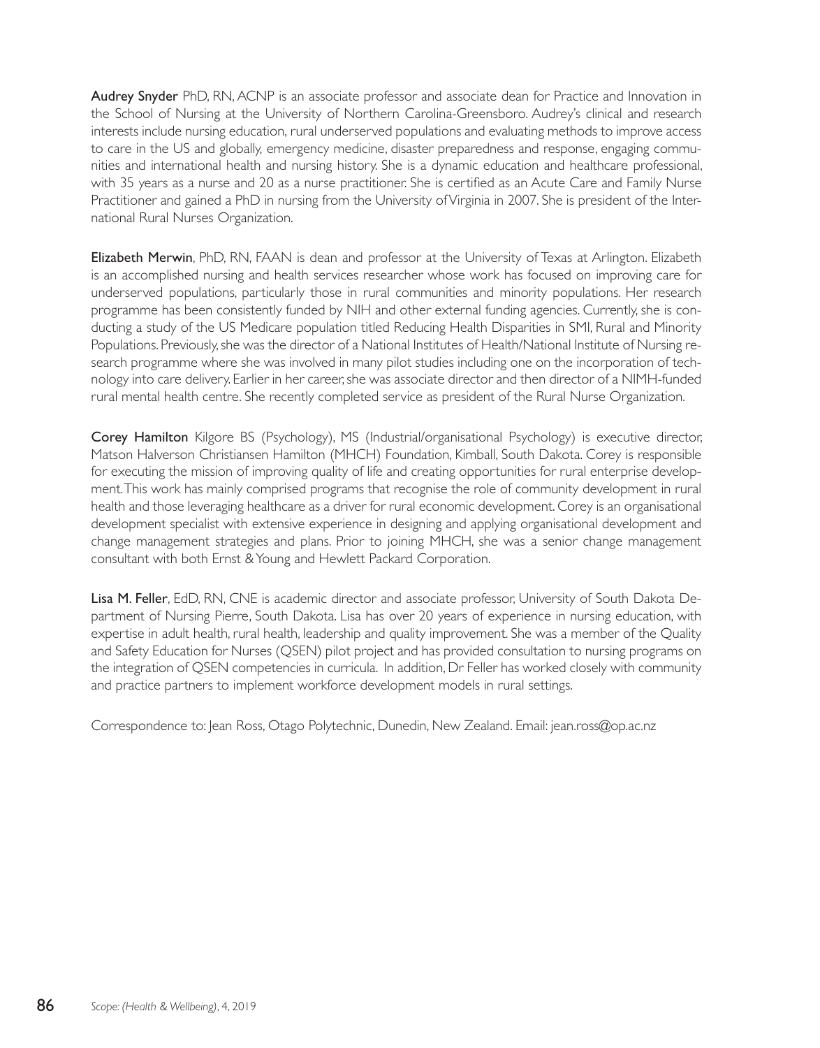**Audrey Snyder** PhD, RN, ACNP is an associate professor and associate dean for Practice and Innovation in the School of Nursing at the University of Northern Carolina-Greensboro. Audrey's clinical and research interests include nursing education, rural underserved populations and evaluating methods to improve access to care in the US and globally, emergency medicine, disaster preparedness and response, engaging communities and international health and nursing history. She is a dynamic education and healthcare professional, with 35 years as a nurse and 20 as a nurse practitioner. She is certified as an Acute Care and Family Nurse Practitioner and gained a PhD in nursing from the University of Virginia in 2007. She is president of the International Rural Nurses Organization.

**Elizabeth Merwin**, PhD, RN, FAAN is dean and professor at the University of Texas at Arlington. Elizabeth is an accomplished nursing and health services researcher whose work has focused on improving care for underserved populations, particularly those in rural communities and minority populations. Her research programme has been consistently funded by NIH and other external funding agencies. Currently, she is conducting a study of the US Medicare population titled Reducing Health Disparities in SMI, Rural and Minority Populations. Previously, she was the director of a National Institutes of Health/National Institute of Nursing research programme where she was involved in many pilot studies including one on the incorporation of technology into care delivery. Earlier in her career, she was associate director and then director of a NIMH-funded rural mental health centre. She recently completed service as president of the Rural Nurse Organization.

**Corey Hamilton** Kilgore BS (Psychology), MS (Industrial/organisational Psychology) is executive director, Matson Halverson Christiansen Hamilton (MHCH) Foundation, Kimball, South Dakota. Corey is responsible for executing the mission of improving quality of life and creating opportunities for rural enterprise development. This work has mainly comprised programs that recognise the role of community development in rural health and those leveraging healthcare as a driver for rural economic development. Corey is an organisational development specialist with extensive experience in designing and applying organisational development and change management strategies and plans. Prior to joining MHCH, she was a senior change management consultant with both Ernst & Young and Hewlett Packard Corporation.

**Lisa M. Feller**, EdD, RN, CNE is academic director and associate professor, University of South Dakota Department of Nursing Pierre, South Dakota. Lisa has over 20 years of experience in nursing education, with expertise in adult health, rural health, leadership and quality improvement. She was a member of the Quality and Safety Education for Nurses (QSEN) pilot project and has provided consultation to nursing programs on the integration of QSEN competencies in curricula. In addition, Dr Feller has worked closely with community and practice partners to implement workforce development models in rural settings.

Correspondence to: Jean Ross, Otago Polytechnic, Dunedin, New Zealand. Email: jean.ross@op.ac.nz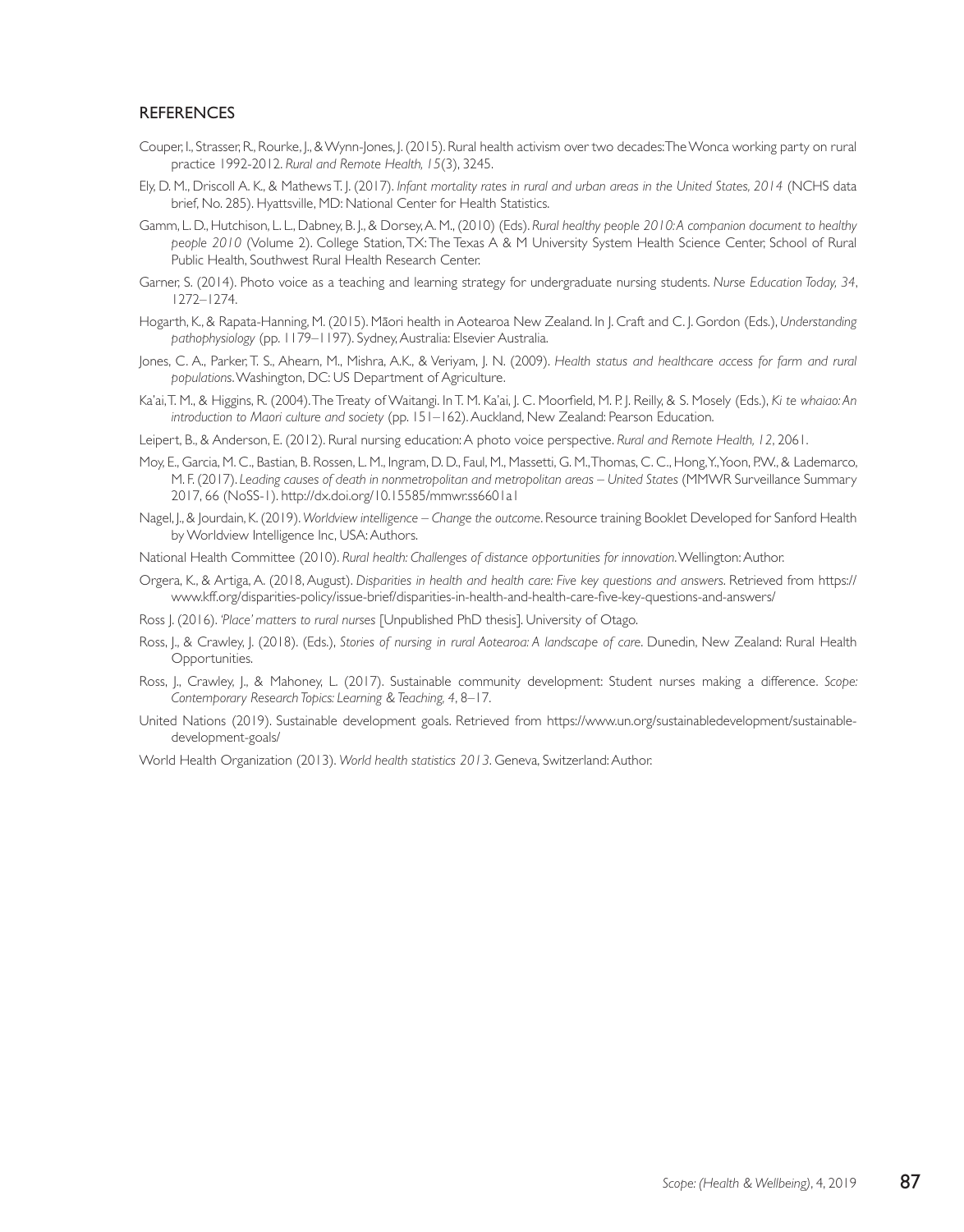## REFERENCES

Couper, I., Strasser, R., Rourke, J., & Wynn-Jones, J. (2015). Rural health activism over two decades: The Wonca working party on rural practice 1992-2012. *Rural and Remote Health, 15*(3), 3245.

Ely, D. M., Driscoll A. K., & Mathews T. J. (2017). *Infant mortality rates in rural and urban areas in the United States, 2014* (NCHS data brief, No. 285). Hyattsville, MD: National Center for Health Statistics.

Gamm, L. D., Hutchison, L. L., Dabney, B. J., & Dorsey, A. M., (2010) (Eds). *Rural healthy people 2010: A companion document to healthy people 2010* (Volume 2). College Station, TX: The Texas A & M University System Health Science Center, School of Rural Public Health, Southwest Rural Health Research Center.

Garner, S. (2014). Photo voice as a teaching and learning strategy for undergraduate nursing students. *Nurse Education Today, 34*, 1272–1274.

Hogarth, K., & Rapata-Hanning, M. (2015). Māori health in Aotearoa New Zealand. In J. Craft and C. J. Gordon (Eds.), *Understanding pathophysiology* (pp. 1179–1197). Sydney, Australia: Elsevier Australia.

Jones, C. A., Parker, T. S., Ahearn, M., Mishra, A.K., & Veriyam, J. N. (2009). *Health status and healthcare access for farm and rural populations*. Washington, DC: US Department of Agriculture.

Ka'ai, T. M., & Higgins, R. (2004). The Treaty of Waitangi. In T. M. Ka'ai, J. C. Moorfield, M. P. J. Reilly, & S. Mosely (Eds.), *Ki te whaiao: An introduction to Maori culture and society* (pp. 151–162). Auckland, New Zealand: Pearson Education.

Leipert, B., & Anderson, E. (2012). Rural nursing education: A photo voice perspective. *Rural and Remote Health, 12*, 2061.

Moy, E., Garcia, M. C., Bastian, B. Rossen, L. M., Ingram, D. D., Faul, M., Massetti, G. M., Thomas, C. C., Hong, Y., Yoon, P.W., & Lademarco, M. F. (2017). *Leading causes of death in nonmetropolitan and metropolitan areas – United States* (MMWR Surveillance Summary 2017, 66 (NoSS-1). http://dx.doi.org/10.15585/mmwr.ss6601a1

Nagel, J., & Jourdain, K. (2019). *Worldview intelligence – Change the outcome*. Resource training Booklet Developed for Sanford Health by Worldview Intelligence Inc, USA: Authors.

National Health Committee (2010). *Rural health: Challenges of distance opportunities for innovation*. Wellington: Author.

Orgera, K., & Artiga, A. (2018, August). *Disparities in health and health care: Five key questions and answers*. Retrieved from https://www.kff.org/disparities-policy/issue-brief/disparities-in-health-and-health-care-five-key-questions-and-answers/

Ross J. (2016). *'Place' matters to rural nurses* [Unpublished PhD thesis]. University of Otago.

Ross, J., & Crawley, J. (2018). (Eds.), *Stories of nursing in rural Aotearoa: A landscape of care*. Dunedin, New Zealand: Rural Health Opportunities.

Ross, J., Crawley, J., & Mahoney, L. (2017). Sustainable community development: Student nurses making a difference. *Scope: Contemporary Research Topics: Learning & Teaching, 4*, 8–17.

United Nations (2019). Sustainable development goals. Retrieved from https://www.un.org/sustainabledevelopment/sustainable-development-goals/

World Health Organization (2013). *World health statistics 2013*. Geneva, Switzerland: Author.